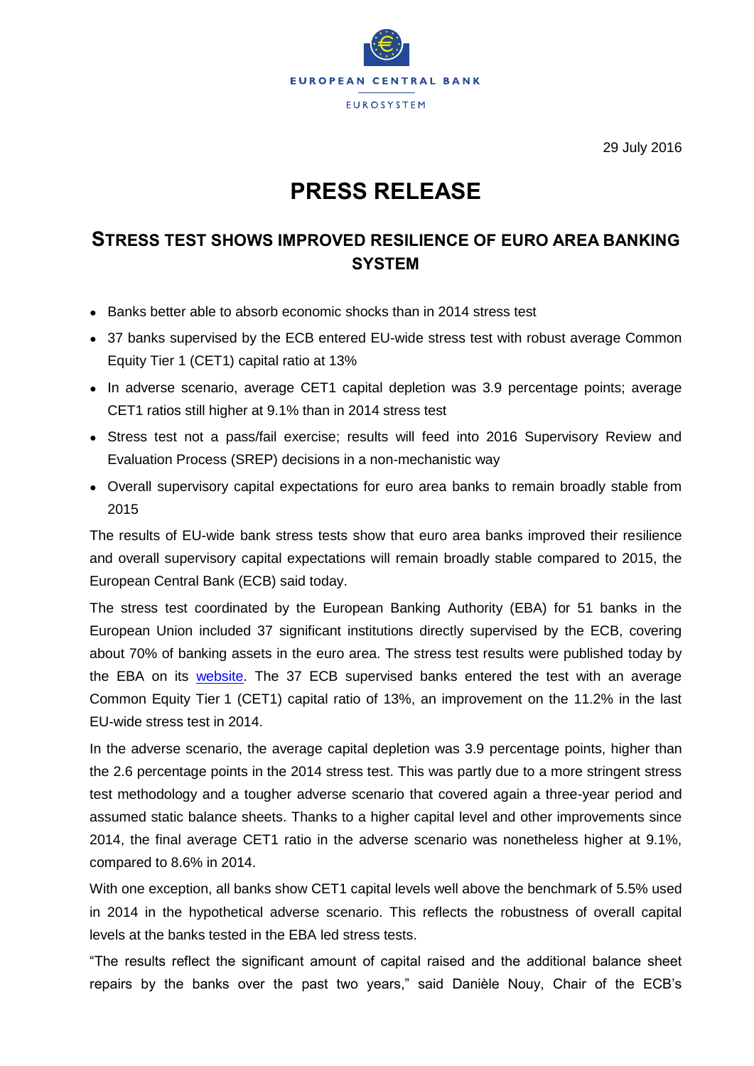EUROPEAN CENTRAL BANK

EUROSYSTEM

29 July 2016

# PRESS RELEASE

## STRESS TEST SHOWS IMPROVED RESILIENCE OF EURO AREA BANKING SYSTEM

- Banks better able to absorb economic shocks than in 2014 stress test
- 37 banks supervised by the ECB entered EU-wide stress test with robust average Common Equity Tier 1 (CET1) capital ratio at 13%
- In adverse scenario, average CET1 capital depletion was 3.9 percentage points; average CET1 ratios still higher at 9.1% than in 2014 stress test
- Stress test not a pass/fail exercise; results will feed into 2016 Supervisory Review and Evaluation Process (SREP) decisions in a non-mechanistic way
- Overall supervisory capital expectations for euro area banks to remain broadly stable from 2015

The results of EU-wide bank stress tests show that euro area banks improved their resilience and overall supervisory capital expectations will remain broadly stable compared to 2015, the European Central Bank (ECB) said today.

The stress test coordinated by the European Banking Authority (EBA) for 51 banks in the European Union included 37 significant institutions directly supervised by the ECB, covering about 70% of banking assets in the euro area. The stress test results were published today by the EBA on its website. The 37 ECB supervised banks entered the test with an average Common Equity Tier 1 (CET1) capital ratio of 13%, an improvement on the 11.2% in the last EU-wide stress test in 2014.

In the adverse scenario, the average capital depletion was 3.9 percentage points, higher than the 2.6 percentage points in the 2014 stress test. This was partly due to a more stringent stress test methodology and a tougher adverse scenario that covered again a three-year period and assumed static balance sheets. Thanks to a higher capital level and other improvements since 2014, the final average CET1 ratio in the adverse scenario was nonetheless higher at 9.1%, compared to 8.6% in 2014.

With one exception, all banks show CET1 capital levels well above the benchmark of 5.5% used in 2014 in the hypothetical adverse scenario. This reflects the robustness of overall capital levels at the banks tested in the EBA led stress tests.

"The results reflect the significant amount of capital raised and the additional balance sheet repairs by the banks over the past two years," said Danièle Nouy, Chair of the ECB's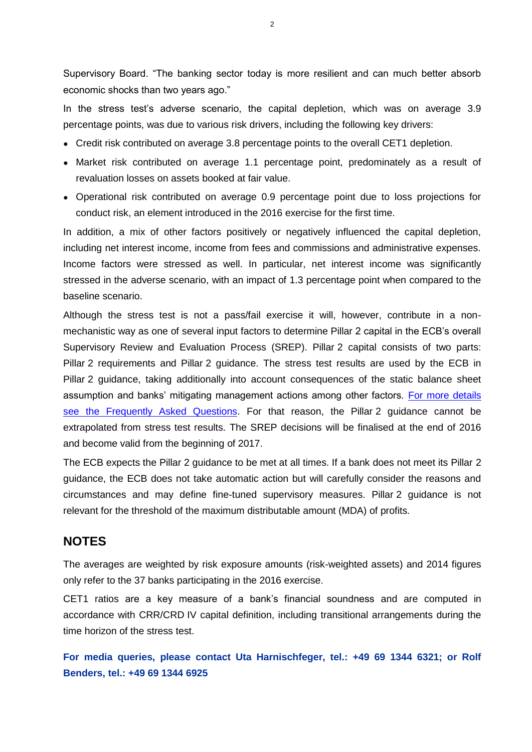Supervisory Board. "The banking sector today is more resilient and can much better absorb economic shocks than two years ago."

In the stress test's adverse scenario, the capital depletion, which was on average 3.9 percentage points, was due to various risk drivers, including the following key drivers:

- Credit risk contributed on average 3.8 percentage points to the overall CET1 depletion.
- Market risk contributed on average 1.1 percentage point, predominately as a result of revaluation losses on assets booked at fair value.
- Operational risk contributed on average 0.9 percentage point due to loss projections for conduct risk, an element introduced in the 2016 exercise for the first time.

In addition, a mix of other factors positively or negatively influenced the capital depletion, including net interest income, income from fees and commissions and administrative expenses. Income factors were stressed as well. In particular, net interest income was significantly stressed in the adverse scenario, with an impact of 1.3 percentage point when compared to the baseline scenario.

Although the stress test is not a pass/fail exercise it will, however, contribute in a non-mechanistic way as one of several input factors to determine Pillar 2 capital in the ECB's overall Supervisory Review and Evaluation Process (SREP). Pillar 2 capital consists of two parts: Pillar 2 requirements and Pillar 2 guidance. The stress test results are used by the ECB in Pillar 2 guidance, taking additionally into account consequences of the static balance sheet assumption and banks' mitigating management actions among other factors. [For more details see the Frequently Asked Questions](). For that reason, the Pillar 2 guidance cannot be extrapolated from stress test results. The SREP decisions will be finalised at the end of 2016 and become valid from the beginning of 2017.

The ECB expects the Pillar 2 guidance to be met at all times. If a bank does not meet its Pillar 2 guidance, the ECB does not take automatic action but will carefully consider the reasons and circumstances and may define fine-tuned supervisory measures. Pillar 2 guidance is not relevant for the threshold of the maximum distributable amount (MDA) of profits.

## NOTES

The averages are weighted by risk exposure amounts (risk-weighted assets) and 2014 figures only refer to the 37 banks participating in the 2016 exercise.

CET1 ratios are a key measure of a bank's financial soundness and are computed in accordance with CRR/CRD IV capital definition, including transitional arrangements during the time horizon of the stress test.

**For media queries, please contact Uta Harnischfeger, tel.: +49 69 1344 6321; or Rolf Benders, tel.: +49 69 1344 6925**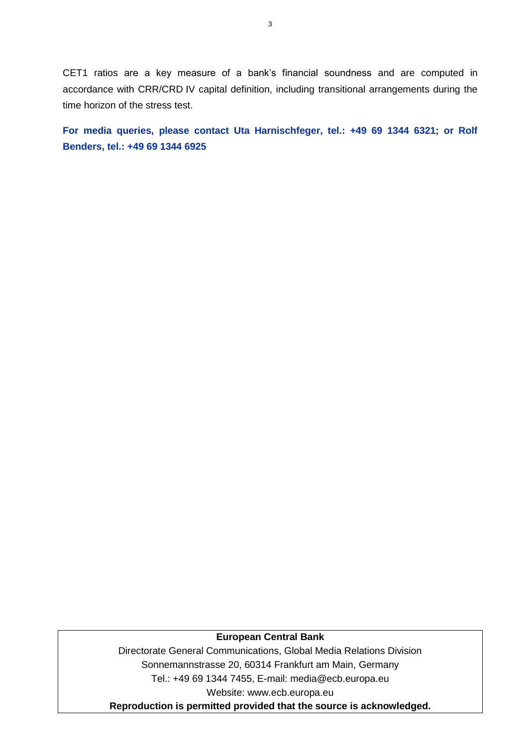CET1 ratios are a key measure of a bank's financial soundness and are computed in accordance with CRR/CRD IV capital definition, including transitional arrangements during the time horizon of the stress test.

**For media queries, please contact Uta Harnischfeger, tel.: +49 69 1344 6321; or Rolf Benders, tel.: +49 69 1344 6925**

**European Central Bank**

Directorate General Communications, Global Media Relations Division

Sonnemannstrasse 20, 60314 Frankfurt am Main, Germany

Tel.: +49 69 1344 7455, E-mail: media@ecb.europa.eu

Website: www.ecb.europa.eu

**Reproduction is permitted provided that the source is acknowledged.**